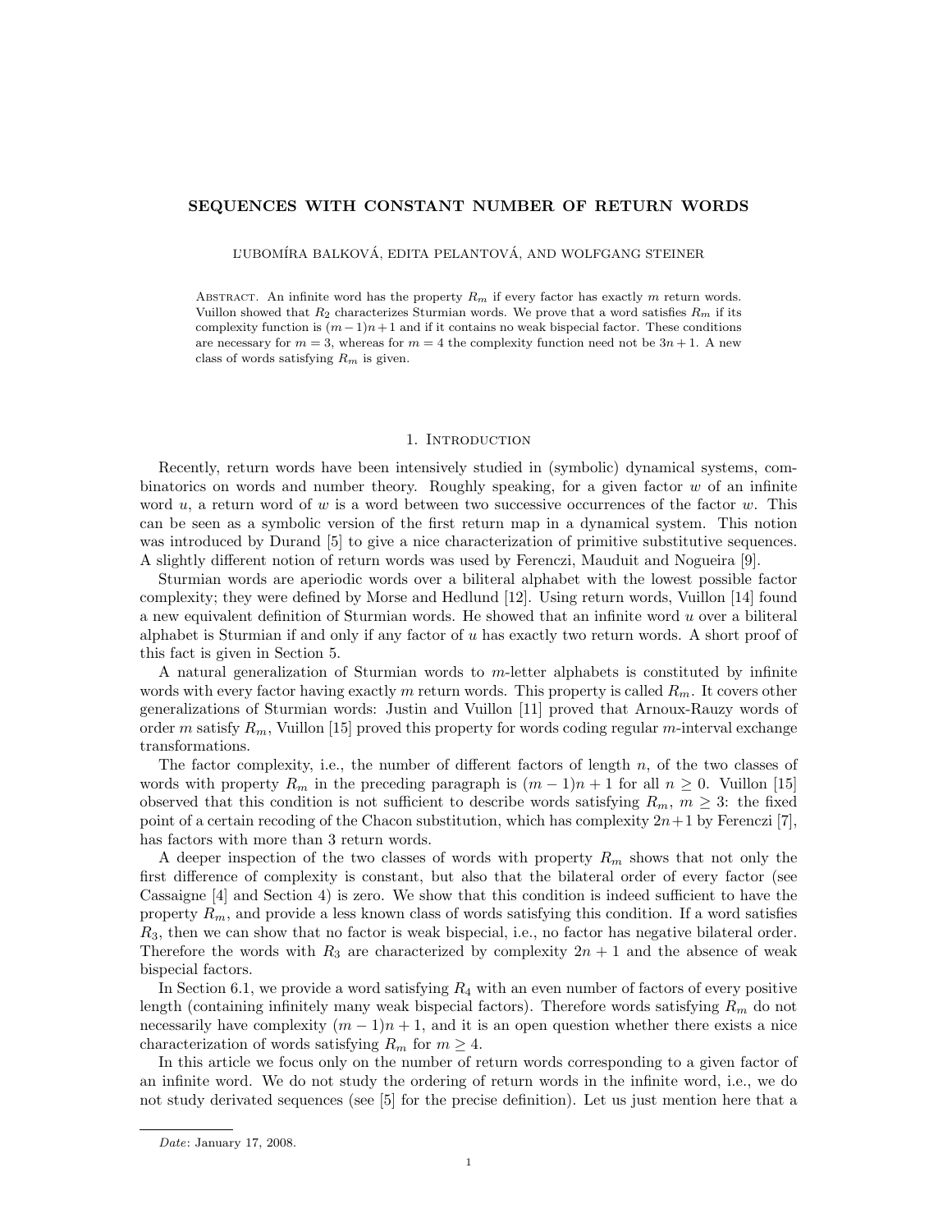# SEQUENCES WITH CONSTANT NUMBER OF RETURN WORDS

ĽUBOMÍRA BALKOVÁ, EDITA PELANTOVÁ, AND WOLFGANG STEINER

Abstract. An infinite word has the property $R_m$ if every factor has exactly $m$ return words. Vuillon showed that $R_2$ characterizes Sturmian words. We prove that a word satisfies $R_m$ if its complexity function is $(m-1)n+1$ and if it contains no weak bispecial factor. These conditions are necessary for $m = 3$, whereas for $m = 4$ the complexity function need not be $3n+1$. A new class of words satisfying $R_m$ is given.

## 1. Introduction

Recently, return words have been intensively studied in (symbolic) dynamical systems, combinatorics on words and number theory. Roughly speaking, for a given factor $w$ of an infinite word $u$, a return word of $w$ is a word between two successive occurrences of the factor $w$. This can be seen as a symbolic version of the first return map in a dynamical system. This notion was introduced by Durand [5] to give a nice characterization of primitive substitutive sequences. A slightly different notion of return words was used by Ferenczi, Mauduit and Nogueira [9].

Sturmian words are aperiodic words over a biliteral alphabet with the lowest possible factor complexity; they were defined by Morse and Hedlund [12]. Using return words, Vuillon [14] found a new equivalent definition of Sturmian words. He showed that an infinite word $u$ over a biliteral alphabet is Sturmian if and only if any factor of $u$ has exactly two return words. A short proof of this fact is given in Section 5.

A natural generalization of Sturmian words to $m$-letter alphabets is constituted by infinite words with every factor having exactly $m$ return words. This property is called $R_m$. It covers other generalizations of Sturmian words: Justin and Vuillon [11] proved that Arnoux-Rauzy words of order $m$ satisfy $R_m$, Vuillon [15] proved this property for words coding regular $m$-interval exchange transformations.

The factor complexity, i.e., the number of different factors of length $n$, of the two classes of words with property $R_m$ in the preceding paragraph is $(m-1)n+1$ for all $n \geq 0$. Vuillon [15] observed that this condition is not sufficient to describe words satisfying $R_m$, $m \geq 3$: the fixed point of a certain recoding of the Chacon substitution, which has complexity $2n+1$ by Ferenczi [7], has factors with more than 3 return words.

A deeper inspection of the two classes of words with property $R_m$ shows that not only the first difference of complexity is constant, but also that the bilateral order of every factor (see Cassaigne [4] and Section 4) is zero. We show that this condition is indeed sufficient to have the property $R_m$, and provide a less known class of words satisfying this condition. If a word satisfies $R_3$, then we can show that no factor is weak bispecial, i.e., no factor has negative bilateral order. Therefore the words with $R_3$ are characterized by complexity $2n+1$ and the absence of weak bispecial factors.

In Section 6.1, we provide a word satisfying $R_4$ with an even number of factors of every positive length (containing infinitely many weak bispecial factors). Therefore words satisfying $R_m$ do not necessarily have complexity $(m-1)n+1$, and it is an open question whether there exists a nice characterization of words satisfying $R_m$ for $m \geq 4$.

In this article we focus only on the number of return words corresponding to a given factor of an infinite word. We do not study the ordering of return words in the infinite word, i.e., we do not study derivated sequences (see [5] for the precise definition). Let us just mention here that a

---

*Date*: January 17, 2008.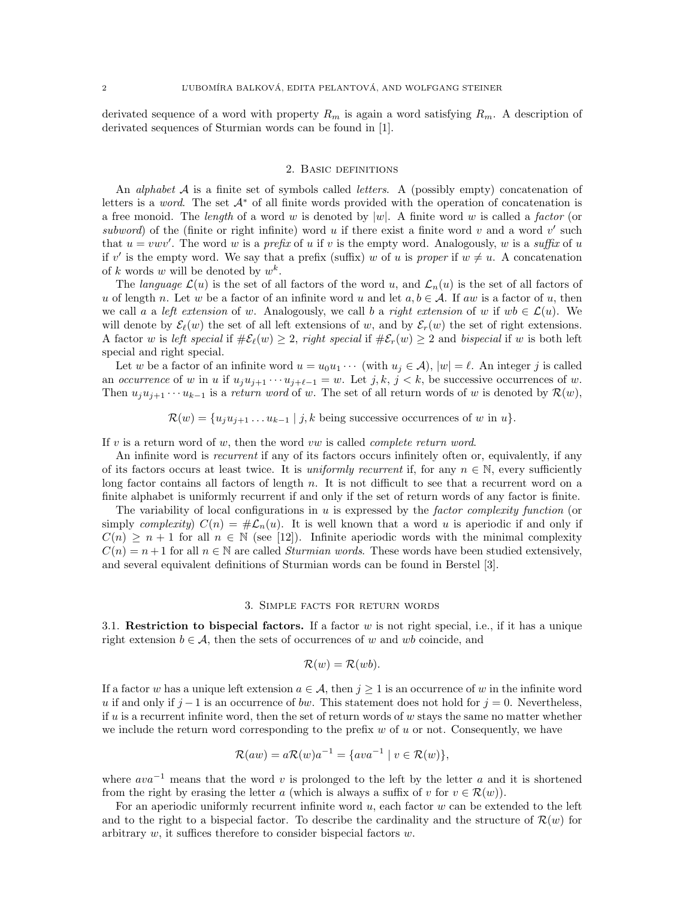derivated sequence of a word with property $R_m$ is again a word satisfying $R_m$. A description of derivated sequences of Sturmian words can be found in [1].

## 2. Basic definitions

An *alphabet* $\mathcal{A}$ is a finite set of symbols called *letters*. A (possibly empty) concatenation of letters is a *word*. The set $\mathcal{A}^*$ of all finite words provided with the operation of concatenation is a free monoid. The *length* of a word $w$ is denoted by $|w|$. A finite word $w$ is called a *factor* (or *subword*) of the (finite or right infinite) word $u$ if there exist a finite word $v$ and a word $v'$ such that $u = vwv'$. The word $w$ is a *prefix* of $u$ if $v$ is the empty word. Analogously, $w$ is a *suffix* of $u$ if $v'$ is the empty word. We say that a prefix (suffix) $w$ of $u$ is *proper* if $w \neq u$. A concatenation of $k$ words $w$ will be denoted by $w^k$.

The *language* $\mathcal{L}(u)$ is the set of all factors of the word $u$, and $\mathcal{L}_n(u)$ is the set of all factors of $u$ of length $n$. Let $w$ be a factor of an infinite word $u$ and let $a, b \in \mathcal{A}$. If $aw$ is a factor of $u$, then we call $a$ a *left extension* of $w$. Analogously, we call $b$ a *right extension* of $w$ if $wb \in \mathcal{L}(u)$. We will denote by $\mathcal{E}_\ell(w)$ the set of all left extensions of $w$, and by $\mathcal{E}_r(w)$ the set of right extensions. A factor $w$ is *left special* if $\#\mathcal{E}_\ell(w) \geq 2$, *right special* if $\#\mathcal{E}_r(w) \geq 2$ and *bispecial* if $w$ is both left special and right special.

Let $w$ be a factor of an infinite word $u = u_0u_1\cdots$ (with $u_j \in \mathcal{A}$), $|w| = \ell$. An integer $j$ is called an *occurrence* of $w$ in $u$ if $u_ju_{j+1}\cdots u_{j+\ell-1} = w$. Let $j, k$, $j < k$, be successive occurrences of $w$. Then $u_ju_{j+1}\cdots u_{k-1}$ is a *return word* of $w$. The set of all return words of $w$ is denoted by $\mathcal{R}(w)$,

$$\mathcal{R}(w) = \{u_ju_{j+1}\ldots u_{k-1} \mid j, k \text{ being successive occurrences of } w \text{ in } u\}.$$

If $v$ is a return word of $w$, then the word $vw$ is called *complete return word*.

An infinite word is *recurrent* if any of its factors occurs infinitely often or, equivalently, if any of its factors occurs at least twice. It is *uniformly recurrent* if, for any $n \in \mathbb{N}$, every sufficiently long factor contains all factors of length $n$. It is not difficult to see that a recurrent word on a finite alphabet is uniformly recurrent if and only if the set of return words of any factor is finite.

The variability of local configurations in $u$ is expressed by the *factor complexity function* (or simply *complexity*) $C(n) = \#\mathcal{L}_n(u)$. It is well known that a word $u$ is aperiodic if and only if $C(n) \geq n + 1$ for all $n \in \mathbb{N}$ (see [12]). Infinite aperiodic words with the minimal complexity $C(n) = n+1$ for all $n \in \mathbb{N}$ are called *Sturmian words*. These words have been studied extensively, and several equivalent definitions of Sturmian words can be found in Berstel [3].

## 3. Simple facts for return words

**3.1. Restriction to bispecial factors.** If a factor $w$ is not right special, i.e., if it has a unique right extension $b \in \mathcal{A}$, then the sets of occurrences of $w$ and $wb$ coincide, and

$$\mathcal{R}(w) = \mathcal{R}(wb).$$

If a factor $w$ has a unique left extension $a \in \mathcal{A}$, then $j \geq 1$ is an occurrence of $w$ in the infinite word $u$ if and only if $j-1$ is an occurrence of $bw$. This statement does not hold for $j = 0$. Nevertheless, if $u$ is a recurrent infinite word, then the set of return words of $w$ stays the same no matter whether we include the return word corresponding to the prefix $w$ of $u$ or not. Consequently, we have

$$\mathcal{R}(aw) = a\mathcal{R}(w)a^{-1} = \{ava^{-1} \mid v \in \mathcal{R}(w)\},$$

where $ava^{-1}$ means that the word $v$ is prolonged to the left by the letter $a$ and it is shortened from the right by erasing the letter $a$ (which is always a suffix of $v$ for $v \in \mathcal{R}(w)$).

For an aperiodic uniformly recurrent infinite word $u$, each factor $w$ can be extended to the left and to the right to a bispecial factor. To describe the cardinality and the structure of $\mathcal{R}(w)$ for arbitrary $w$, it suffices therefore to consider bispecial factors $w$.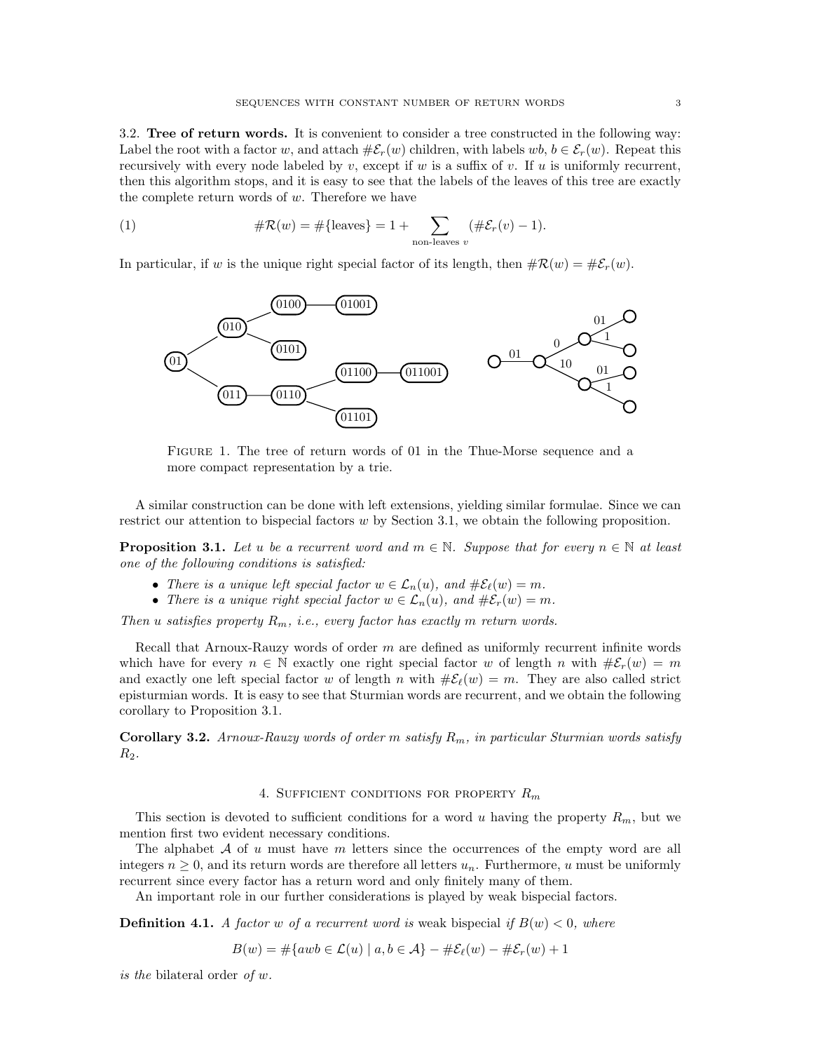3.2. **Tree of return words.** It is convenient to consider a tree constructed in the following way: Label the root with a factor $w$, and attach $\#\mathcal{E}_r(w)$ children, with labels $wb$, $b \in \mathcal{E}_r(w)$. Repeat this recursively with every node labeled by $v$, except if $w$ is a suffix of $v$. If $u$ is uniformly recurrent, then this algorithm stops, and it is easy to see that the labels of the leaves of this tree are exactly the complete return words of $w$. Therefore we have

$$\#\mathcal{R}(w) = \#\{\text{leaves}\} = 1 + \sum_{\text{non-leaves } v} (\#\mathcal{E}_r(v) - 1). \tag{1}$$

In particular, if $w$ is the unique right special factor of its length, then $\#\mathcal{R}(w) = \#\mathcal{E}_r(w)$.

Figure 1. The tree of return words of 01 in the Thue-Morse sequence and a more compact representation by a trie.

A similar construction can be done with left extensions, yielding similar formulae. Since we can restrict our attention to bispecial factors $w$ by Section 3.1, we obtain the following proposition.

**Proposition 3.1.** *Let $u$ be a recurrent word and $m \in \mathbb{N}$. Suppose that for every $n \in \mathbb{N}$ at least one of the following conditions is satisfied:*

- *There is a unique left special factor $w \in \mathcal{L}_n(u)$, and $\#\mathcal{E}_\ell(w) = m$.*
- *There is a unique right special factor $w \in \mathcal{L}_n(u)$, and $\#\mathcal{E}_r(w) = m$.*

*Then $u$ satisfies property $R_m$, i.e., every factor has exactly $m$ return words.*

Recall that Arnoux-Rauzy words of order $m$ are defined as uniformly recurrent infinite words which have for every $n \in \mathbb{N}$ exactly one right special factor $w$ of length $n$ with $\#\mathcal{E}_r(w) = m$ and exactly one left special factor $w$ of length $n$ with $\#\mathcal{E}_\ell(w) = m$. They are also called strict episturmian words. It is easy to see that Sturmian words are recurrent, and we obtain the following corollary to Proposition 3.1.

**Corollary 3.2.** *Arnoux-Rauzy words of order $m$ satisfy $R_m$, in particular Sturmian words satisfy $R_2$.*

## 4. Sufficient conditions for property $R_m$

This section is devoted to sufficient conditions for a word $u$ having the property $R_m$, but we mention first two evident necessary conditions.

The alphabet $\mathcal{A}$ of $u$ must have $m$ letters since the occurrences of the empty word are all integers $n \geq 0$, and its return words are therefore all letters $u_n$. Furthermore, $u$ must be uniformly recurrent since every factor has a return word and only finitely many of them.

An important role in our further considerations is played by weak bispecial factors.

**Definition 4.1.** *A factor $w$ of a recurrent word is* weak bispecial *if $B(w) < 0$, where*

$$B(w) = \#\{awb \in \mathcal{L}(u) \mid a, b \in \mathcal{A}\} - \#\mathcal{E}_\ell(w) - \#\mathcal{E}_r(w) + 1$$

*is the* bilateral order *of $w$.*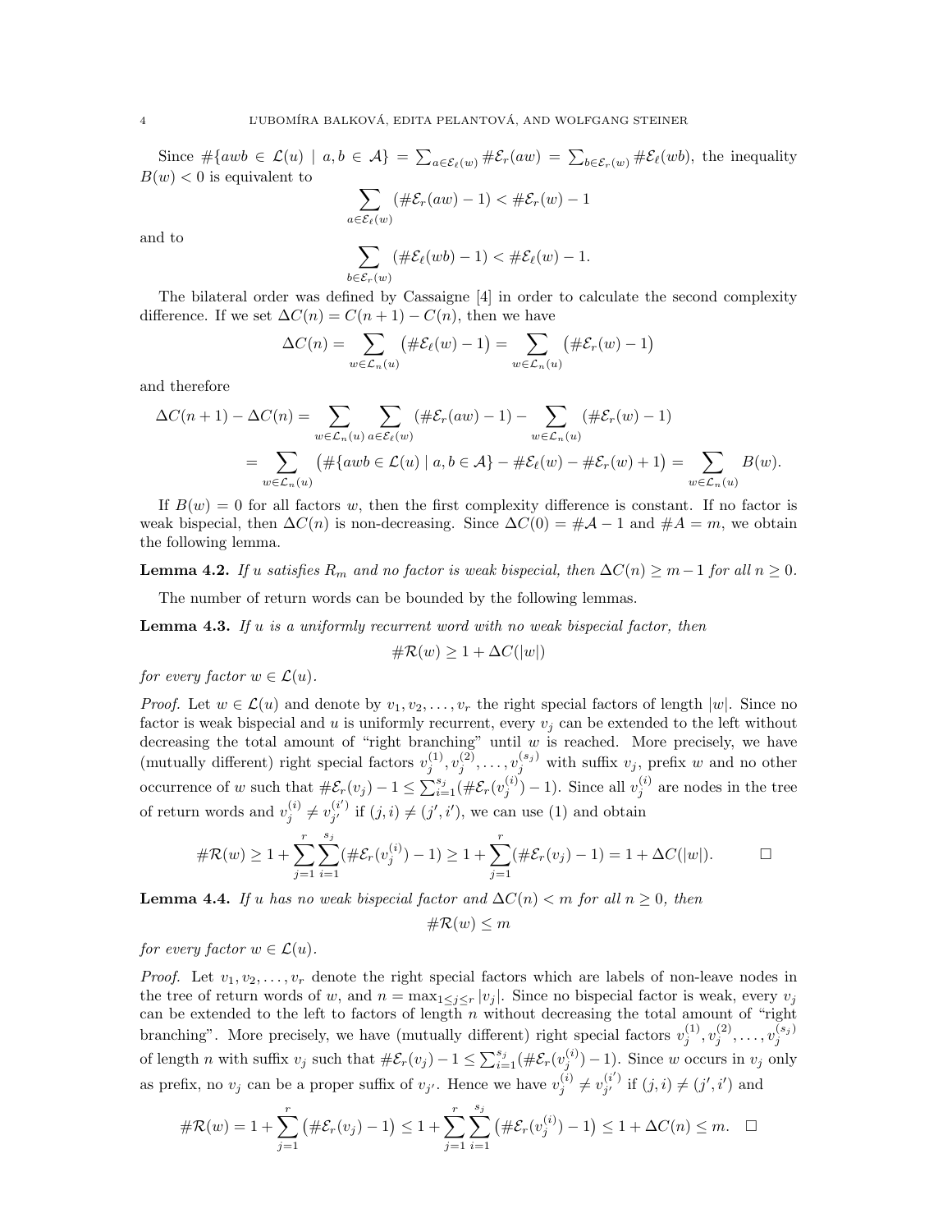Since $\#\{awb \in \mathcal{L}(u) \mid a, b \in \mathcal{A}\} = \sum_{a \in \mathcal{E}_\ell(w)} \#\mathcal{E}_r(aw) = \sum_{b \in \mathcal{E}_r(w)} \#\mathcal{E}_\ell(wb)$, the inequality $B(w) < 0$ is equivalent to

$$\sum_{a \in \mathcal{E}_\ell(w)} (\#\mathcal{E}_r(aw) - 1) < \#\mathcal{E}_r(w) - 1$$

and to

$$\sum_{b \in \mathcal{E}_r(w)} (\#\mathcal{E}_\ell(wb) - 1) < \#\mathcal{E}_\ell(w) - 1.$$

The bilateral order was defined by Cassaigne [4] in order to calculate the second complexity difference. If we set $\Delta C(n) = C(n+1) - C(n)$, then we have

$$\Delta C(n) = \sum_{w \in \mathcal{L}_n(u)} \big(\#\mathcal{E}_\ell(w) - 1\big) = \sum_{w \in \mathcal{L}_n(u)} \big(\#\mathcal{E}_r(w) - 1\big)$$

and therefore

$$\begin{aligned}
\Delta C(n+1) - \Delta C(n) &= \sum_{w \in \mathcal{L}_n(u)} \sum_{a \in \mathcal{E}_\ell(w)} (\#\mathcal{E}_r(aw) - 1) - \sum_{w \in \mathcal{L}_n(u)} (\#\mathcal{E}_r(w) - 1) \\
&= \sum_{w \in \mathcal{L}_n(u)} \big(\#\{awb \in \mathcal{L}(u) \mid a, b \in \mathcal{A}\} - \#\mathcal{E}_\ell(w) - \#\mathcal{E}_r(w) + 1\big) = \sum_{w \in \mathcal{L}_n(u)} B(w).
\end{aligned}$$

If $B(w) = 0$ for all factors $w$, then the first complexity difference is constant. If no factor is weak bispecial, then $\Delta C(n)$ is non-decreasing. Since $\Delta C(0) = \#\mathcal{A} - 1$ and $\#A = m$, we obtain the following lemma.

**Lemma 4.2.** *If $u$ satisfies $R_m$ and no factor is weak bispecial, then $\Delta C(n) \geq m - 1$ for all $n \geq 0$.*

The number of return words can be bounded by the following lemmas.

**Lemma 4.3.** *If $u$ is a uniformly recurrent word with no weak bispecial factor, then*

$$\#\mathcal{R}(w) \geq 1 + \Delta C(|w|)$$

*for every factor $w \in \mathcal{L}(u)$.*

*Proof.* Let $w \in \mathcal{L}(u)$ and denote by $v_1, v_2, \ldots, v_r$ the right special factors of length $|w|$. Since no factor is weak bispecial and $u$ is uniformly recurrent, every $v_j$ can be extended to the left without decreasing the total amount of "right branching" until $w$ is reached. More precisely, we have (mutually different) right special factors $v_j^{(1)}, v_j^{(2)}, \ldots, v_j^{(s_j)}$ with suffix $v_j$, prefix $w$ and no other occurrence of $w$ such that $\#\mathcal{E}_r(v_j) - 1 \leq \sum_{i=1}^{s_j} (\#\mathcal{E}_r(v_j^{(i)}) - 1)$. Since all $v_j^{(i)}$ are nodes in the tree of return words and $v_j^{(i)} \neq v_{j'}^{(i')}$ if $(j, i) \neq (j', i')$, we can use (1) and obtain

$$\#\mathcal{R}(w) \geq 1 + \sum_{j=1}^{r} \sum_{i=1}^{s_j} (\#\mathcal{E}_r(v_j^{(i)}) - 1) \geq 1 + \sum_{j=1}^{r} (\#\mathcal{E}_r(v_j) - 1) = 1 + \Delta C(|w|). \qquad \square$$

**Lemma 4.4.** *If $u$ has no weak bispecial factor and $\Delta C(n) < m$ for all $n \geq 0$, then*

$$\#\mathcal{R}(w) \leq m$$

*for every factor $w \in \mathcal{L}(u)$.*

*Proof.* Let $v_1, v_2, \ldots, v_r$ denote the right special factors which are labels of non-leave nodes in the tree of return words of $w$, and $n = \max_{1 \leq j \leq r} |v_j|$. Since no bispecial factor is weak, every $v_j$ can be extended to the left to factors of length $n$ without decreasing the total amount of "right branching". More precisely, we have (mutually different) right special factors $v_j^{(1)}, v_j^{(2)}, \ldots, v_j^{(s_j)}$ of length $n$ with suffix $v_j$ such that $\#\mathcal{E}_r(v_j) - 1 \leq \sum_{i=1}^{s_j} (\#\mathcal{E}_r(v_j^{(i)}) - 1)$. Since $w$ occurs in $v_j$ only as prefix, no $v_j$ can be a proper suffix of $v_{j'}$. Hence we have $v_j^{(i)} \neq v_{j'}^{(i')}$ if $(j, i) \neq (j', i')$ and

$$\#\mathcal{R}(w) = 1 + \sum_{j=1}^{r} \big(\#\mathcal{E}_r(v_j) - 1\big) \leq 1 + \sum_{j=1}^{r} \sum_{i=1}^{s_j} \big(\#\mathcal{E}_r(v_j^{(i)}) - 1\big) \leq 1 + \Delta C(n) \leq m. \quad \square$$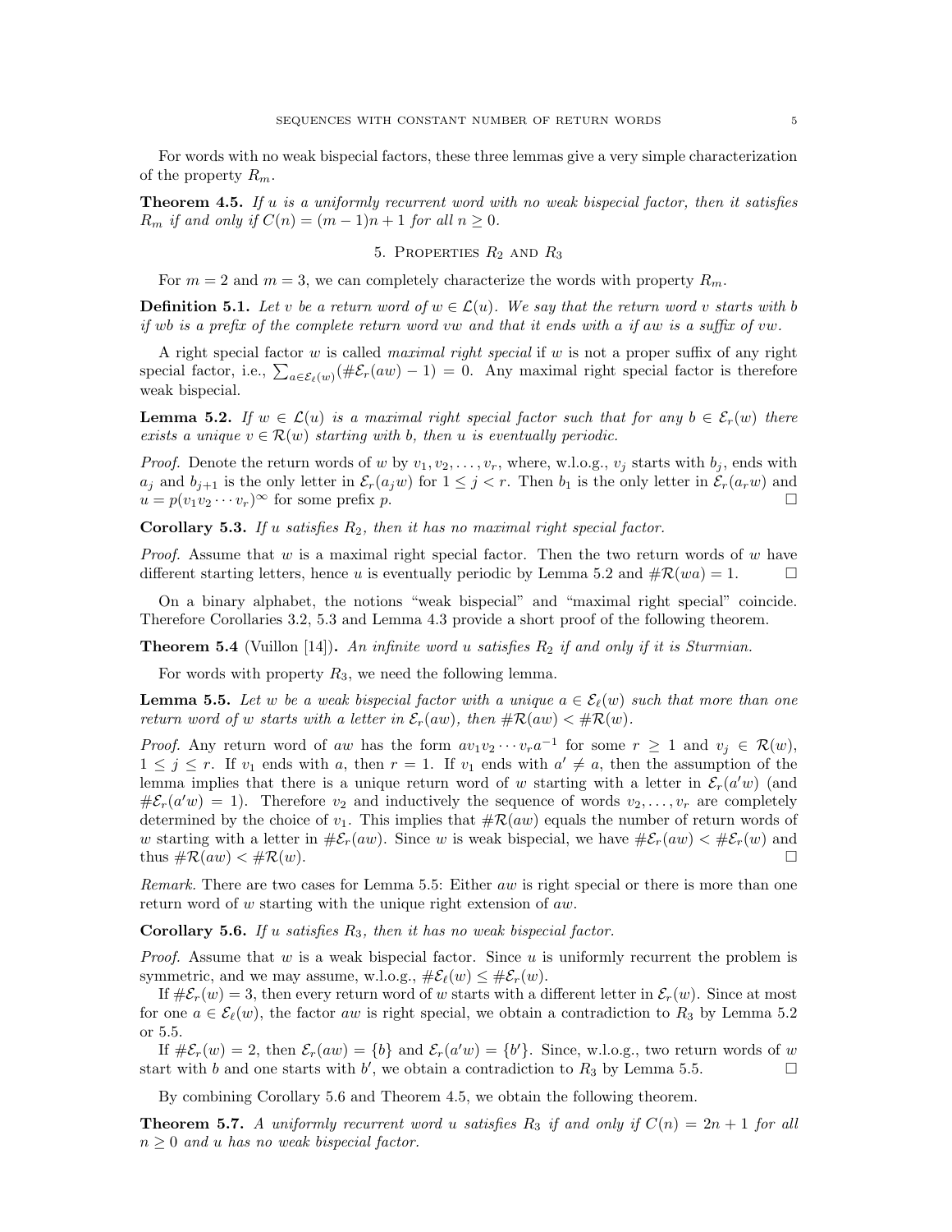For words with no weak bispecial factors, these three lemmas give a very simple characterization of the property $R_m$.

**Theorem 4.5.** *If $u$ is a uniformly recurrent word with no weak bispecial factor, then it satisfies $R_m$ if and only if $C(n) = (m-1)n + 1$ for all $n \geq 0$.*

## 5. Properties $R_2$ and $R_3$

For $m = 2$ and $m = 3$, we can completely characterize the words with property $R_m$.

**Definition 5.1.** *Let $v$ be a return word of $w \in \mathcal{L}(u)$. We say that the return word $v$ starts with $b$ if $wb$ is a prefix of the complete return word $vw$ and that it ends with $a$ if $aw$ is a suffix of $vw$.*

A right special factor $w$ is called *maximal right special* if $w$ is not a proper suffix of any right special factor, i.e., $\sum_{a \in \mathcal{E}_\ell(w)} (\#\mathcal{E}_r(aw) - 1) = 0$. Any maximal right special factor is therefore weak bispecial.

**Lemma 5.2.** *If $w \in \mathcal{L}(u)$ is a maximal right special factor such that for any $b \in \mathcal{E}_r(w)$ there exists a unique $v \in \mathcal{R}(w)$ starting with $b$, then $u$ is eventually periodic.*

*Proof.* Denote the return words of $w$ by $v_1, v_2, \ldots, v_r$, where, w.l.o.g., $v_j$ starts with $b_j$, ends with $a_j$ and $b_{j+1}$ is the only letter in $\mathcal{E}_r(a_j w)$ for $1 \leq j < r$. Then $b_1$ is the only letter in $\mathcal{E}_r(a_r w)$ and $u = p(v_1 v_2 \cdots v_r)^\infty$ for some prefix $p$. □

**Corollary 5.3.** *If $u$ satisfies $R_2$, then it has no maximal right special factor.*

*Proof.* Assume that $w$ is a maximal right special factor. Then the two return words of $w$ have different starting letters, hence $u$ is eventually periodic by Lemma 5.2 and $\#\mathcal{R}(wa) = 1$. □

On a binary alphabet, the notions "weak bispecial" and "maximal right special" coincide. Therefore Corollaries 3.2, 5.3 and Lemma 4.3 provide a short proof of the following theorem.

**Theorem 5.4** (Vuillon [14])**.** *An infinite word $u$ satisfies $R_2$ if and only if it is Sturmian.*

For words with property $R_3$, we need the following lemma.

**Lemma 5.5.** *Let $w$ be a weak bispecial factor with a unique $a \in \mathcal{E}_\ell(w)$ such that more than one return word of $w$ starts with a letter in $\mathcal{E}_r(aw)$, then $\#\mathcal{R}(aw) < \#\mathcal{R}(w)$.*

*Proof.* Any return word of $aw$ has the form $av_1 v_2 \cdots v_r a^{-1}$ for some $r \geq 1$ and $v_j \in \mathcal{R}(w)$, $1 \leq j \leq r$. If $v_1$ ends with $a$, then $r = 1$. If $v_1$ ends with $a' \neq a$, then the assumption of the lemma implies that there is a unique return word of $w$ starting with a letter in $\mathcal{E}_r(a'w)$ (and $\#\mathcal{E}_r(a'w) = 1$). Therefore $v_2$ and inductively the sequence of words $v_2, \ldots, v_r$ are completely determined by the choice of $v_1$. This implies that $\#\mathcal{R}(aw)$ equals the number of return words of $w$ starting with a letter in $\#\mathcal{E}_r(aw)$. Since $w$ is weak bispecial, we have $\#\mathcal{E}_r(aw) < \#\mathcal{E}_r(w)$ and thus $\#\mathcal{R}(aw) < \#\mathcal{R}(w)$. □

*Remark.* There are two cases for Lemma 5.5: Either $aw$ is right special or there is more than one return word of $w$ starting with the unique right extension of $aw$.

**Corollary 5.6.** *If $u$ satisfies $R_3$, then it has no weak bispecial factor.*

*Proof.* Assume that $w$ is a weak bispecial factor. Since $u$ is uniformly recurrent the problem is symmetric, and we may assume, w.l.o.g., $\#\mathcal{E}_\ell(w) \leq \#\mathcal{E}_r(w)$.

If $\#\mathcal{E}_r(w) = 3$, then every return word of $w$ starts with a different letter in $\mathcal{E}_r(w)$. Since at most for one $a \in \mathcal{E}_\ell(w)$, the factor $aw$ is right special, we obtain a contradiction to $R_3$ by Lemma 5.2 or 5.5.

If $\#\mathcal{E}_r(w) = 2$, then $\mathcal{E}_r(aw) = \{b\}$ and $\mathcal{E}_r(a'w) = \{b'\}$. Since, w.l.o.g., two return words of $w$ start with $b$ and one starts with $b'$, we obtain a contradiction to $R_3$ by Lemma 5.5. □

By combining Corollary 5.6 and Theorem 4.5, we obtain the following theorem.

**Theorem 5.7.** *A uniformly recurrent word $u$ satisfies $R_3$ if and only if $C(n) = 2n + 1$ for all $n \geq 0$ and $u$ has no weak bispecial factor.*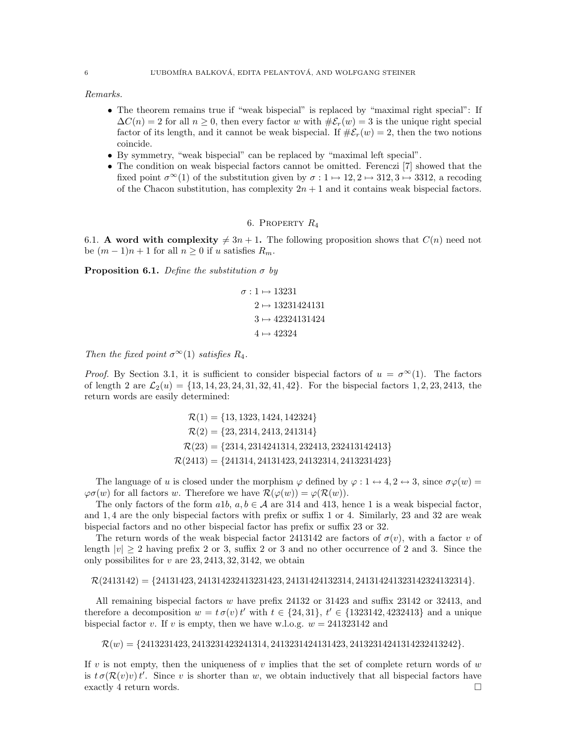*Remarks.*

- The theorem remains true if "weak bispecial" is replaced by "maximal right special": If $\Delta C(n) = 2$ for all $n \geq 0$, then every factor $w$ with $\#\mathcal{E}_r(w) = 3$ is the unique right special factor of its length, and it cannot be weak bispecial. If $\#\mathcal{E}_r(w) = 2$, then the two notions coincide.
- By symmetry, "weak bispecial" can be replaced by "maximal left special".
- The condition on weak bispecial factors cannot be omitted. Ferenczi [7] showed that the fixed point $\sigma^\infty(1)$ of the substitution given by $\sigma : 1 \mapsto 12, 2 \mapsto 312, 3 \mapsto 3312$, a recoding of the Chacon substitution, has complexity $2n+1$ and it contains weak bispecial factors.

## 6. Property $R_4$

6.1. **A word with complexity $\neq 3n+1$.** The following proposition shows that $C(n)$ need not be $(m-1)n+1$ for all $n \geq 0$ if $u$ satisfies $R_m$.

**Proposition 6.1.** *Define the substitution $\sigma$ by*

$$\begin{aligned}
\sigma : 1 &\mapsto 13231 \\
2 &\mapsto 13231424131 \\
3 &\mapsto 42324131424 \\
4 &\mapsto 42324
\end{aligned}$$

*Then the fixed point $\sigma^\infty(1)$ satisfies $R_4$.*

*Proof.* By Section 3.1, it is sufficient to consider bispecial factors of $u = \sigma^\infty(1)$. The factors of length 2 are $\mathcal{L}_2(u) = \{13, 14, 23, 24, 31, 32, 41, 42\}$. For the bispecial factors $1, 2, 23, 2413$, the return words are easily determined:

$$\begin{aligned}
\mathcal{R}(1) &= \{13, 1323, 1424, 142324\} \\
\mathcal{R}(2) &= \{23, 2314, 2413, 241314\} \\
\mathcal{R}(23) &= \{2314, 2314241314, 232413, 232413142413\} \\
\mathcal{R}(2413) &= \{241314, 24131423, 24132314, 2413231423\}
\end{aligned}$$

The language of $u$ is closed under the morphism $\varphi$ defined by $\varphi : 1 \leftrightarrow 4, 2 \leftrightarrow 3$, since $\sigma\varphi(w) = \varphi\sigma(w)$ for all factors $w$. Therefore we have $\mathcal{R}(\varphi(w)) = \varphi(\mathcal{R}(w))$.

The only factors of the form $a1b$, $a, b \in \mathcal{A}$ are 314 and 413, hence 1 is a weak bispecial factor, and 1, 4 are the only bispecial factors with prefix or suffix 1 or 4. Similarly, 23 and 32 are weak bispecial factors and no other bispecial factor has prefix or suffix 23 or 32.

The return words of the weak bispecial factor 2413142 are factors of $\sigma(v)$, with a factor $v$ of length $|v| \geq 2$ having prefix 2 or 3, suffix 2 or 3 and no other occurrence of 2 and 3. Since the only possibilites for $v$ are $23, 2413, 32, 3142$, we obtain

$$\mathcal{R}(2413142) = \{24131423, 241314232413231423, 24131424132314, 2413142413231423241323 14\}.$$

All remaining bispecial factors $w$ have prefix 24132 or 31423 and suffix 23142 or 32413, and therefore a decomposition $w = t\,\sigma(v)\,t'$ with $t \in \{24, 31\}$, $t' \in \{1323142, 4232413\}$ and a unique bispecial factor $v$. If $v$ is empty, then we have w.l.o.g. $w = 241323142$ and

$$\mathcal{R}(w) = \{2413231423, 2413231423241314, 2413231424131423, 2413231424131423241324 2\}.$$

If $v$ is not empty, then the uniqueness of $v$ implies that the set of complete return words of $w$ is $t\,\sigma(\mathcal{R}(v)v)\,t'$. Since $v$ is shorter than $w$, we obtain inductively that all bispecial factors have exactly 4 return words. $\square$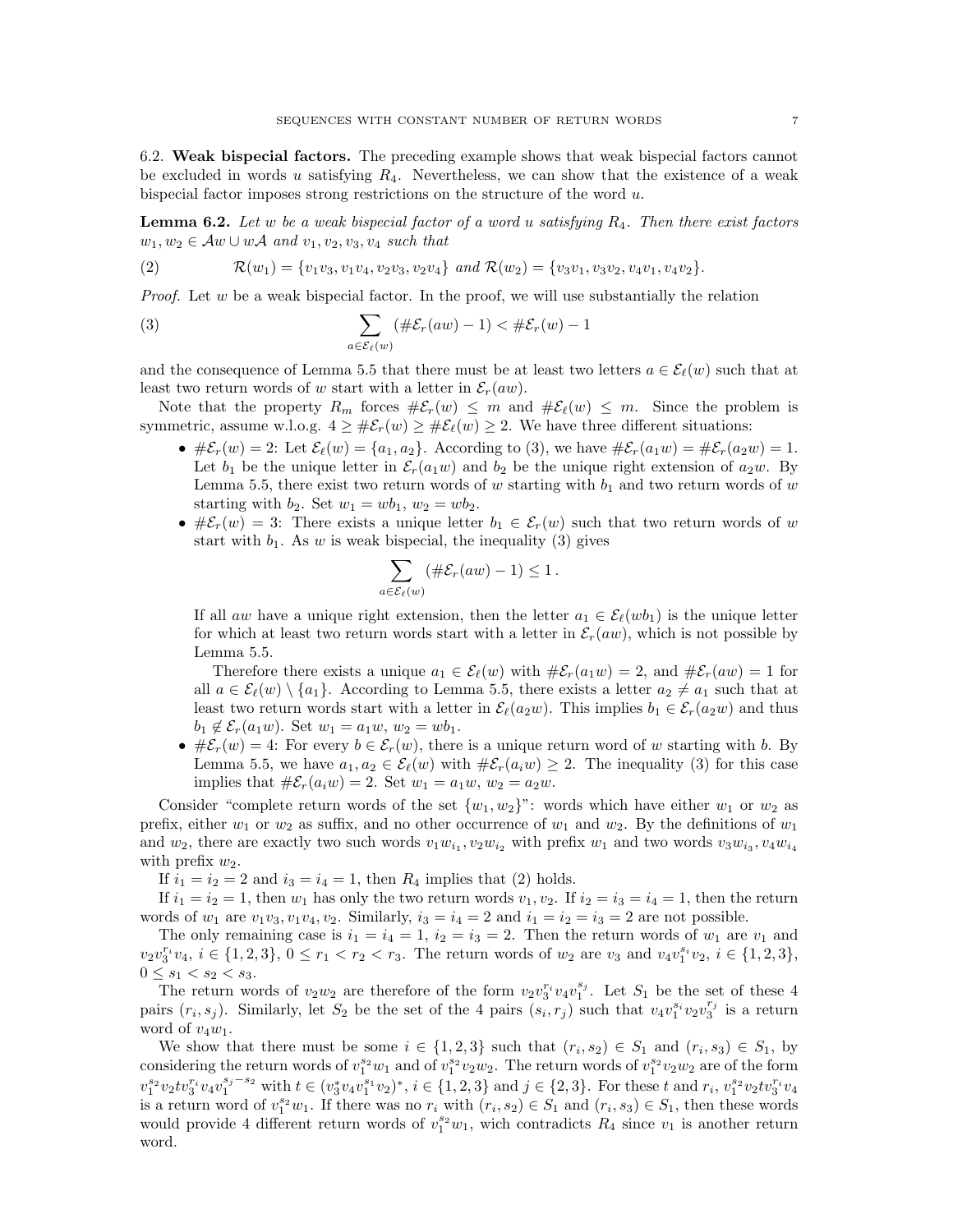### 6.2. **Weak bispecial factors.**

The preceding example shows that weak bispecial factors cannot be excluded in words $u$ satisfying $R_4$. Nevertheless, we can show that the existence of a weak bispecial factor imposes strong restrictions on the structure of the word $u$.

**Lemma 6.2.** *Let $w$ be a weak bispecial factor of a word $u$ satisfying $R_4$. Then there exist factors $w_1, w_2 \in \mathcal{A}w \cup w\mathcal{A}$ and $v_1, v_2, v_3, v_4$ such that*

$$\mathcal{R}(w_1) = \{v_1v_3, v_1v_4, v_2v_3, v_2v_4\} \text{ and } \mathcal{R}(w_2) = \{v_3v_1, v_3v_2, v_4v_1, v_4v_2\}. \tag{2}$$

*Proof.* Let $w$ be a weak bispecial factor. In the proof, we will use substantially the relation

$$\sum_{a\in\mathcal{E}_\ell(w)} (\#\mathcal{E}_r(aw) - 1) < \#\mathcal{E}_r(w) - 1 \tag{3}$$

and the consequence of Lemma 5.5 that there must be at least two letters $a \in \mathcal{E}_\ell(w)$ such that at least two return words of $w$ start with a letter in $\mathcal{E}_r(aw)$.

Note that the property $R_m$ forces $\#\mathcal{E}_r(w) \leq m$ and $\#\mathcal{E}_\ell(w) \leq m$. Since the problem is symmetric, assume w.l.o.g. $4 \geq \#\mathcal{E}_r(w) \geq \#\mathcal{E}_\ell(w) \geq 2$. We have three different situations:

- $\#\mathcal{E}_r(w) = 2$: Let $\mathcal{E}_\ell(w) = \{a_1, a_2\}$. According to (3), we have $\#\mathcal{E}_r(a_1w) = \#\mathcal{E}_r(a_2w) = 1$. Let $b_1$ be the unique letter in $\mathcal{E}_r(a_1w)$ and $b_2$ be the unique right extension of $a_2w$. By Lemma 5.5, there exist two return words of $w$ starting with $b_1$ and two return words of $w$ starting with $b_2$. Set $w_1 = wb_1$, $w_2 = wb_2$.
- $\#\mathcal{E}_r(w) = 3$: There exists a unique letter $b_1 \in \mathcal{E}_r(w)$ such that two return words of $w$ start with $b_1$. As $w$ is weak bispecial, the inequality (3) gives
$$\sum_{a\in\mathcal{E}_\ell(w)} (\#\mathcal{E}_r(aw) - 1) \leq 1\,.$$
If all $aw$ have a unique right extension, then the letter $a_1 \in \mathcal{E}_\ell(wb_1)$ is the unique letter for which at least two return words start with a letter in $\mathcal{E}_r(aw)$, which is not possible by Lemma 5.5.

  Therefore there exists a unique $a_1 \in \mathcal{E}_\ell(w)$ with $\#\mathcal{E}_r(a_1w) = 2$, and $\#\mathcal{E}_r(aw) = 1$ for all $a \in \mathcal{E}_\ell(w) \setminus \{a_1\}$. According to Lemma 5.5, there exists a letter $a_2 \neq a_1$ such that at least two return words start with a letter in $\mathcal{E}_\ell(a_2w)$. This implies $b_1 \in \mathcal{E}_r(a_2w)$ and thus $b_1 \notin \mathcal{E}_r(a_1w)$. Set $w_1 = a_1w$, $w_2 = wb_1$.
- $\#\mathcal{E}_r(w) = 4$: For every $b \in \mathcal{E}_r(w)$, there is a unique return word of $w$ starting with $b$. By Lemma 5.5, we have $a_1, a_2 \in \mathcal{E}_\ell(w)$ with $\#\mathcal{E}_r(a_iw) \geq 2$. The inequality (3) for this case implies that $\#\mathcal{E}_r(a_iw) = 2$. Set $w_1 = a_1w$, $w_2 = a_2w$.

Consider "complete return words of the set $\{w_1, w_2\}$": words which have either $w_1$ or $w_2$ as prefix, either $w_1$ or $w_2$ as suffix, and no other occurrence of $w_1$ and $w_2$. By the definitions of $w_1$ and $w_2$, there are exactly two such words $v_1w_{i_1}, v_2w_{i_2}$ with prefix $w_1$ and two words $v_3w_{i_3}, v_4w_{i_4}$ with prefix $w_2$.

If $i_1 = i_2 = 2$ and $i_3 = i_4 = 1$, then $R_4$ implies that (2) holds.

If $i_1 = i_2 = 1$, then $w_1$ has only the two return words $v_1, v_2$. If $i_2 = i_3 = i_4 = 1$, then the return words of $w_1$ are $v_1v_3, v_1v_4, v_2$. Similarly, $i_3 = i_4 = 2$ and $i_1 = i_2 = i_3 = 2$ are not possible.

The only remaining case is $i_1 = i_4 = 1$, $i_2 = i_3 = 2$. Then the return words of $w_1$ are $v_1$ and $v_2v_3^{r_i}v_4$, $i \in \{1,2,3\}$, $0 \leq r_1 < r_2 < r_3$. The return words of $w_2$ are $v_3$ and $v_4v_1^{s_i}v_2$, $i \in \{1,2,3\}$, $0 \leq s_1 < s_2 < s_3$.

The return words of $v_2w_2$ are therefore of the form $v_2v_3^{r_i}v_4v_1^{s_j}$. Let $S_1$ be the set of these 4 pairs $(r_i, s_j)$. Similarly, let $S_2$ be the set of the 4 pairs $(s_i, r_j)$ such that $v_4v_1^{s_i}v_2v_3^{r_j}$ is a return word of $v_4w_1$.

We show that there must be some $i \in \{1,2,3\}$ such that $(r_i, s_2) \in S_1$ and $(r_i, s_3) \in S_1$, by considering the return words of $v_1^{s_2}w_1$ and of $v_1^{s_2}v_2w_2$. The return words of $v_1^{s_2}v_2w_2$ are of the form $v_1^{s_2}v_2tv_3^{r_i}v_4v_1^{s_j-s_2}$ with $t \in (v_3^*v_4v_1^{s_1}v_2)^*$, $i \in \{1,2,3\}$ and $j \in \{2,3\}$. For these $t$ and $r_i$, $v_1^{s_2}v_2tv_3^{r_i}v_4$ is a return word of $v_1^{s_2}w_1$. If there was no $r_i$ with $(r_i, s_2) \in S_1$ and $(r_i, s_3) \in S_1$, then these words would provide 4 different return words of $v_1^{s_2}w_1$, wich contradicts $R_4$ since $v_1$ is another return word.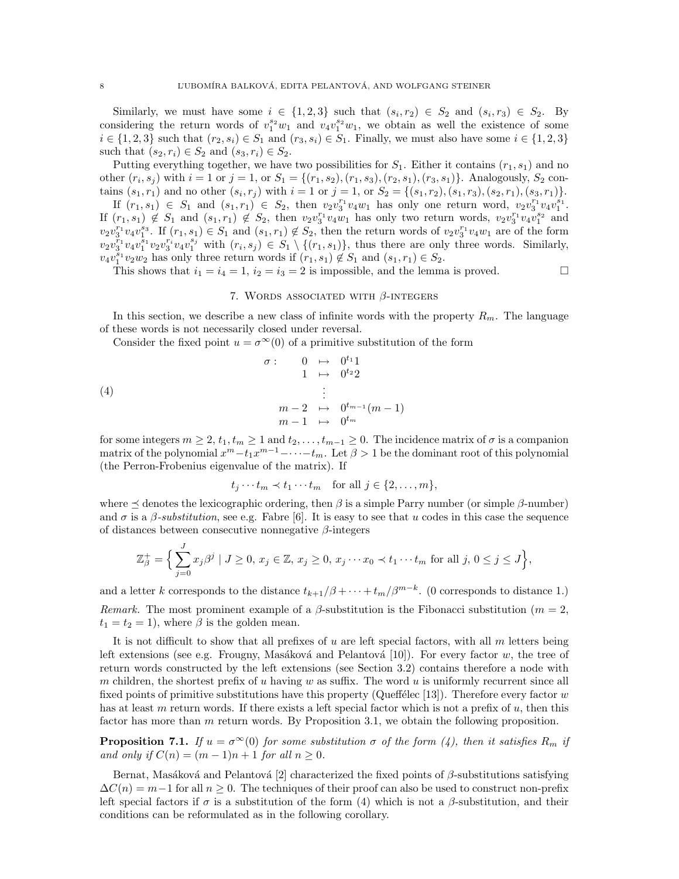Similarly, we must have some $i \in \{1,2,3\}$ such that $(s_i, r_2) \in S_2$ and $(s_i, r_3) \in S_2$. By considering the return words of $v_1^{s_2} w_1$ and $v_4 v_1^{s_2} w_1$, we obtain as well the existence of some $i \in \{1,2,3\}$ such that $(r_2, s_i) \in S_1$ and $(r_3, s_i) \in S_1$. Finally, we must also have some $i \in \{1,2,3\}$ such that $(s_2, r_i) \in S_2$ and $(s_3, r_i) \in S_2$.

Putting everything together, we have two possibilities for $S_1$. Either it contains $(r_1, s_1)$ and no other $(r_i, s_j)$ with $i = 1$ or $j = 1$, or $S_1 = \{(r_1, s_2), (r_1, s_3), (r_2, s_1), (r_3, s_1)\}$. Analogously, $S_2$ contains $(s_1, r_1)$ and no other $(s_i, r_j)$ with $i = 1$ or $j = 1$, or $S_2 = \{(s_1, r_2), (s_1, r_3), (s_2, r_1), (s_3, r_1)\}$.

If $(r_1, s_1) \in S_1$ and $(s_1, r_1) \in S_2$, then $v_2 v_3^{r_1} v_4 w_1$ has only one return word, $v_2 v_3^{r_1} v_4 v_1^{s_1}$. If $(r_1, s_1) \notin S_1$ and $(s_1, r_1) \notin S_2$, then $v_2 v_3^{r_1} v_4 w_1$ has only two return words, $v_2 v_3^{r_1} v_4 v_1^{s_2}$ and $v_2 v_3^{r_1} v_4 v_1^{s_3}$. If $(r_1, s_1) \in S_1$ and $(s_1, r_1) \notin S_2$, then the return words of $v_2 v_3^{r_1} v_4 w_1$ are of the form $v_2 v_3^{r_1} v_4 v_1^{s_1} v_2 v_3^{r_i} v_4 v_1^{s_j}$ with $(r_i, s_j) \in S_1 \setminus \{(r_1, s_1)\}$, thus there are only three words. Similarly, $v_4 v_1^{s_1} v_2 w_2$ has only three return words if $(r_1, s_1) \notin S_1$ and $(s_1, r_1) \in S_2$.

This shows that $i_1 = i_4 = 1$, $i_2 = i_3 = 2$ is impossible, and the lemma is proved. $\square$

## 7. Words associated with $\beta$-integers

In this section, we describe a new class of infinite words with the property $R_m$. The language of these words is not necessarily closed under reversal.

Consider the fixed point $u = \sigma^\infty(0)$ of a primitive substitution of the form

$$
\sigma: \quad \begin{array}{rcl} 0 & \mapsto & 0^{t_1} 1 \\ 1 & \mapsto & 0^{t_2} 2 \\ & \vdots & \\ m-2 & \mapsto & 0^{t_{m-1}} (m-1) \\ m-1 & \mapsto & 0^{t_m} \end{array} \tag{4}
$$

for some integers $m \geq 2$, $t_1, t_m \geq 1$ and $t_2, \ldots, t_{m-1} \geq 0$. The incidence matrix of $\sigma$ is a companion matrix of the polynomial $x^m - t_1 x^{m-1} - \cdots - t_m$. Let $\beta > 1$ be the dominant root of this polynomial (the Perron-Frobenius eigenvalue of the matrix). If

$$
t_j \cdots t_m \prec t_1 \cdots t_m \quad \text{for all } j \in \{2, \ldots, m\},
$$

where $\preceq$ denotes the lexicographic ordering, then $\beta$ is a simple Parry number (or simple $\beta$-number) and $\sigma$ is a *$\beta$-substitution*, see e.g. Fabre [6]. It is easy to see that $u$ codes in this case the sequence of distances between consecutive nonnegative $\beta$-integers

$$
\mathbb{Z}_\beta^+ = \Big\{ \sum_{j=0}^{J} x_j \beta^j \mid J \geq 0,\ x_j \in \mathbb{Z},\ x_j \geq 0,\ x_j \cdots x_0 \prec t_1 \cdots t_m \text{ for all } j,\ 0 \leq j \leq J \Big\},
$$

and a letter $k$ corresponds to the distance $t_{k+1}/\beta + \cdots + t_m/\beta^{m-k}$. (0 corresponds to distance 1.)

*Remark.* The most prominent example of a $\beta$-substitution is the Fibonacci substitution ($m = 2$, $t_1 = t_2 = 1$), where $\beta$ is the golden mean.

It is not difficult to show that all prefixes of $u$ are left special factors, with all $m$ letters being left extensions (see e.g. Frougny, Masáková and Pelantová [10]). For every factor $w$, the tree of return words constructed by the left extensions (see Section 3.2) contains therefore a node with $m$ children, the shortest prefix of $u$ having $w$ as suffix. The word $u$ is uniformly recurrent since all fixed points of primitive substitutions have this property (Queffélec [13]). Therefore every factor $w$ has at least $m$ return words. If there exists a left special factor which is not a prefix of $u$, then this factor has more than $m$ return words. By Proposition 3.1, we obtain the following proposition.

**Proposition 7.1.** *If $u = \sigma^\infty(0)$ for some substitution $\sigma$ of the form (4), then it satisfies $R_m$ if and only if $C(n) = (m-1)n + 1$ for all $n \geq 0$.*

Bernat, Masáková and Pelantová [2] characterized the fixed points of $\beta$-substitutions satisfying $\Delta C(n) = m - 1$ for all $n \geq 0$. The techniques of their proof can also be used to construct non-prefix left special factors if $\sigma$ is a substitution of the form (4) which is not a $\beta$-substitution, and their conditions can be reformulated as in the following corollary.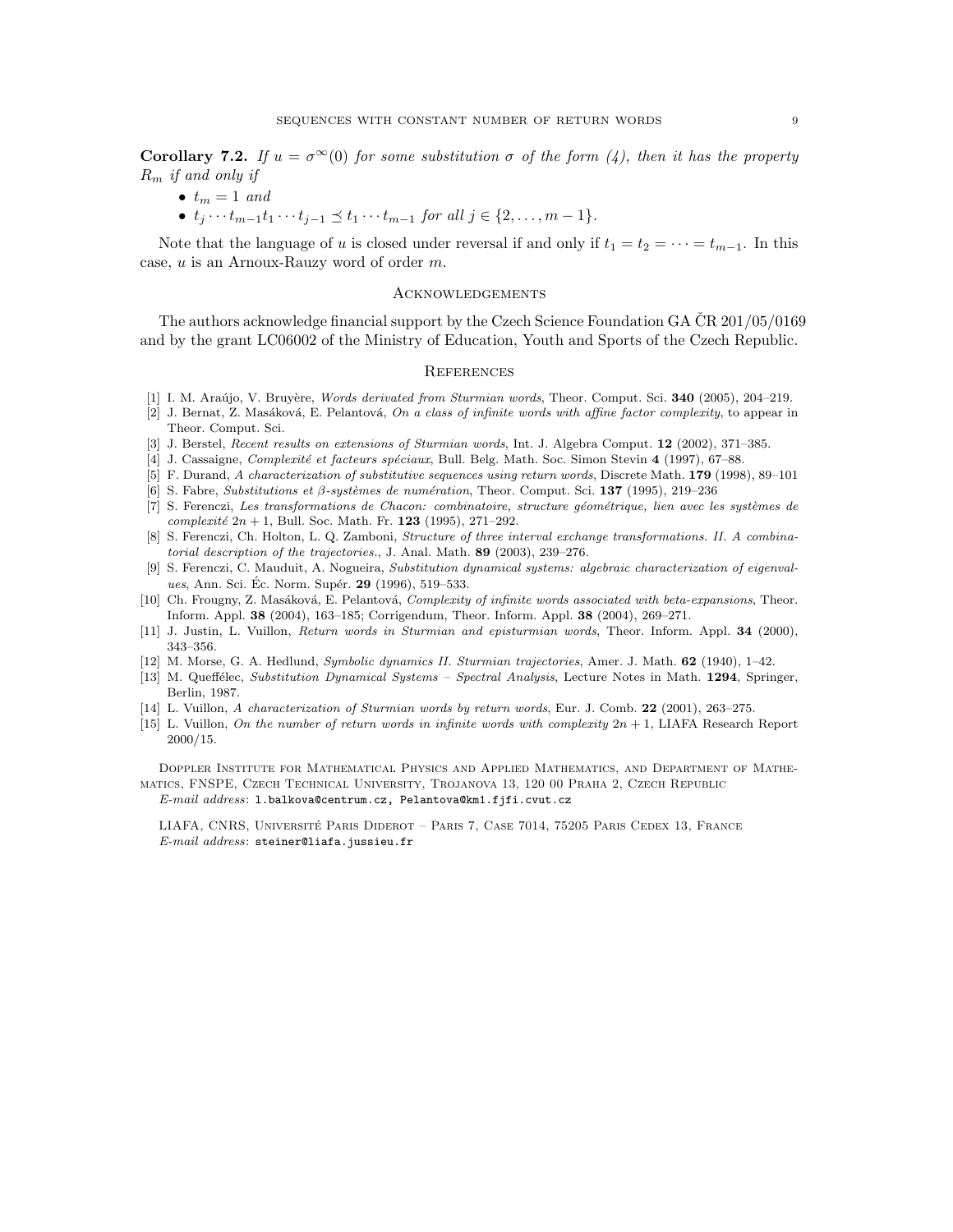**Corollary 7.2.** *If $u = \sigma^\infty(0)$ for some substitution $\sigma$ of the form (4), then it has the property $R_m$ if and only if*

- $t_m = 1$ *and*
- $t_j \cdots t_{m-1} t_1 \cdots t_{j-1} \preceq t_1 \cdots t_{m-1}$ *for all* $j \in \{2, \dots, m-1\}$.

Note that the language of $u$ is closed under reversal if and only if $t_1 = t_2 = \cdots = t_{m-1}$. In this case, $u$ is an Arnoux-Rauzy word of order $m$.

## Acknowledgements

The authors acknowledge financial support by the Czech Science Foundation GA ČR 201/05/0169 and by the grant LC06002 of the Ministry of Education, Youth and Sports of the Czech Republic.

## References

[1] I. M. Araújo, V. Bruyère, *Words derivated from Sturmian words*, Theor. Comput. Sci. **340** (2005), 204–219.

[2] J. Bernat, Z. Masáková, E. Pelantová, *On a class of infinite words with affine factor complexity*, to appear in Theor. Comput. Sci.

[3] J. Berstel, *Recent results on extensions of Sturmian words*, Int. J. Algebra Comput. **12** (2002), 371–385.

[4] J. Cassaigne, *Complexité et facteurs spéciaux*, Bull. Belg. Math. Soc. Simon Stevin **4** (1997), 67–88.

[5] F. Durand, *A characterization of substitutive sequences using return words*, Discrete Math. **179** (1998), 89–101

[6] S. Fabre, *Substitutions et β-systèmes de numération*, Theor. Comput. Sci. **137** (1995), 219–236

[7] S. Ferenczi, *Les transformations de Chacon: combinatoire, structure géométrique, lien avec les systèmes de complexité $2n + 1$*, Bull. Soc. Math. Fr. **123** (1995), 271–292.

[8] S. Ferenczi, Ch. Holton, L. Q. Zamboni, *Structure of three interval exchange transformations. II. A combinatorial description of the trajectories.*, J. Anal. Math. **89** (2003), 239–276.

[9] S. Ferenczi, C. Mauduit, A. Nogueira, *Substitution dynamical systems: algebraic characterization of eigenvalues*, Ann. Sci. Éc. Norm. Supér. **29** (1996), 519–533.

[10] Ch. Frougny, Z. Masáková, E. Pelantová, *Complexity of infinite words associated with beta-expansions*, Theor. Inform. Appl. **38** (2004), 163–185; Corrigendum, Theor. Inform. Appl. **38** (2004), 269–271.

[11] J. Justin, L. Vuillon, *Return words in Sturmian and episturmian words*, Theor. Inform. Appl. **34** (2000), 343–356.

[12] M. Morse, G. A. Hedlund, *Symbolic dynamics II. Sturmian trajectories*, Amer. J. Math. **62** (1940), 1–42.

[13] M. Queffélec, *Substitution Dynamical Systems – Spectral Analysis*, Lecture Notes in Math. **1294**, Springer, Berlin, 1987.

[14] L. Vuillon, *A characterization of Sturmian words by return words*, Eur. J. Comb. **22** (2001), 263–275.

[15] L. Vuillon, *On the number of return words in infinite words with complexity $2n + 1$*, LIAFA Research Report 2000/15.

Doppler Institute for Mathematical Physics and Applied Mathematics, and Department of Mathematics, FNSPE, Czech Technical University, Trojanova 13, 120 00 Praha 2, Czech Republic
*E-mail address*: l.balkova@centrum.cz, Pelantova@km1.fjfi.cvut.cz

LIAFA, CNRS, Université Paris Diderot – Paris 7, Case 7014, 75205 Paris Cedex 13, France
*E-mail address*: steiner@liafa.jussieu.fr